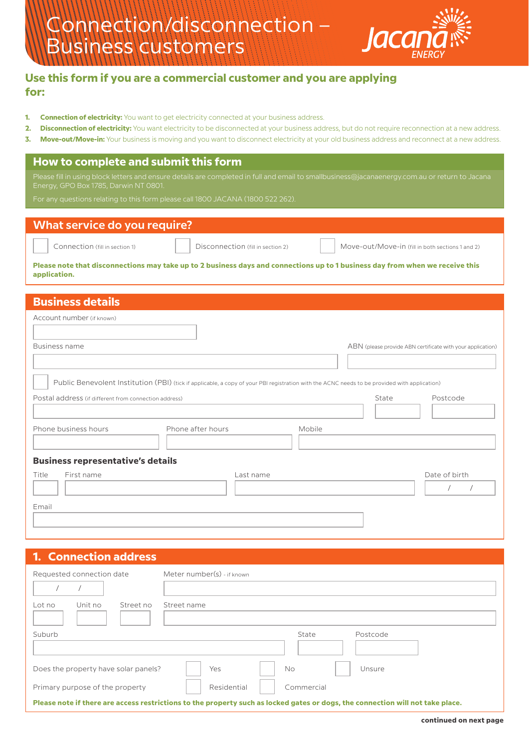# Connection/disconnection – Business customers

Jacana ENERGY

## Use this form if you are a commercial customer and you are applying for:

1. **Connection of electricity:** You want to get electricity connected at your business address.
2. **Disconnection of electricity:** You want electricity to be disconnected at your business address, but do not require reconnection at a new address.
3. **Move-out/Move-in:** Your business is moving and you want to disconnect electricity at your old business address and reconnect at a new address.

## How to complete and submit this form

Please fill in using block letters and ensure details are completed in full and email to smallbusiness@jacanaenergy.com.au or return to Jacana Energy, GPO Box 1785, Darwin NT 0801.

For any questions relating to this form please call 1800 JACANA (1800 522 262).

## What service do you require?

☐ Connection (fill in section 1) ☐ Disconnection (fill in section 2) ☐ Move-out/Move-in (fill in both sections 1 and 2)

**Please note that disconnections may take up to 2 business days and connections up to 1 business day from when we receive this application.**

## Business details

Account number (if known)

Business name

ABN (please provide ABN certificate with your application)

☐ Public Benevolent Institution (PBI) (tick if applicable, a copy of your PBI registration with the ACNC needs to be provided with application)

Postal address (if different from connection address)

State

Postcode

Phone business hours

Phone after hours

Mobile

### Business representative's details

Title

First name

Last name

Date of birth / /

Email

## 1. Connection address

Requested connection date / /

Meter number(s) - if known

Lot no

Unit no

Street no

Street name

Suburb

State

Postcode

Does the property have solar panels? ☐ Yes ☐ No ☐ Unsure

Primary purpose of the property ☐ Residential ☐ Commercial

**Please note if there are access restrictions to the property such as locked gates or dogs, the connection will not take place.**

**continued on next page**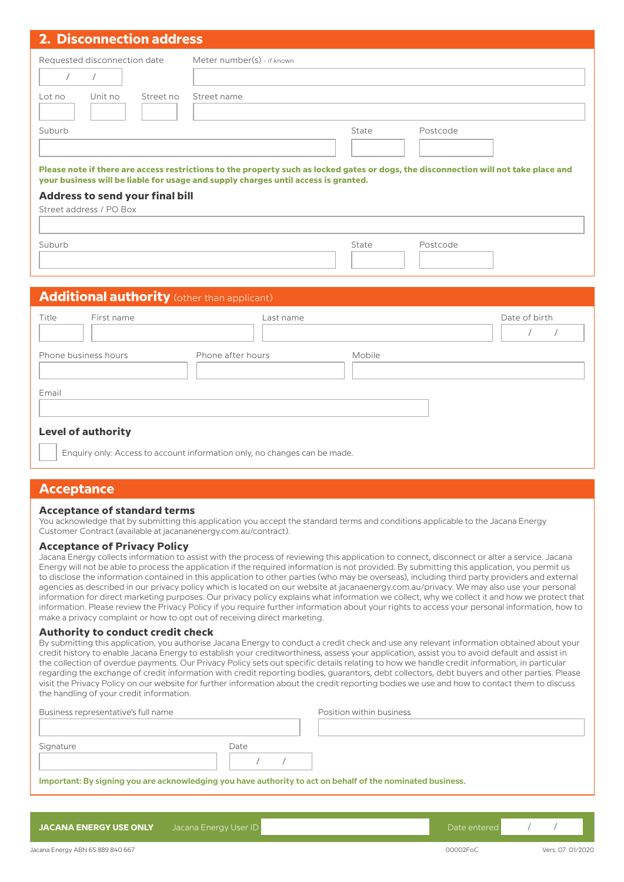## 2. Disconnection address

Requested disconnection date
/ /

Meter number(s) - if known

Lot no | Unit no | Street no | Street name

Suburb | State | Postcode

**Please note if there are access restrictions to the property such as locked gates or dogs, the disconnection will not take place and your business will be liable for usage and supply charges until access is granted.**

### Address to send your final bill

Street address / PO Box

Suburb | State | Postcode

## Additional authority (other than applicant)

Title | First name | Last name | Date of birth / /

Phone business hours | Phone after hours | Mobile

Email

### Level of authority

☐ Enquiry only: Access to account information only, no changes can be made.

## Acceptance

### Acceptance of standard terms

You acknowledge that by submitting this application you accept the standard terms and conditions applicable to the Jacana Energy Customer Contract (available at jacananenergy.com.au/contract).

### Acceptance of Privacy Policy

Jacana Energy collects information to assist with the process of reviewing this application to connect, disconnect or alter a service. Jacana Energy will not be able to process the application if the required information is not provided. By submitting this application, you permit us to disclose the information contained in this application to other parties (who may be overseas), including third party providers and external agencies as described in our privacy policy which is located on our website at jacanaenergy.com.au/privacy. We may also use your personal information for direct marketing purposes. Our privacy policy explains what information we collect, why we collect it and how we protect that information. Please review the Privacy Policy if you require further information about your rights to access your personal information, how to make a privacy complaint or how to opt out of receiving direct marketing.

### Authority to conduct credit check

By submitting this application, you authorise Jacana Energy to conduct a credit check and use any relevant information obtained about your credit history to enable Jacana Energy to establish your creditworthiness, assess your application, assist you to avoid default and assist in the collection of overdue payments. Our Privacy Policy sets out specific details relating to how we handle credit information, in particular regarding the exchange of credit information with credit reporting bodies, guarantors, debt collectors, debt buyers and other parties. Please visit the Privacy Policy on our website for further information about the credit reporting bodies we use and how to contact them to discuss the handling of your credit information.

Business representative's full name | Position within business

Signature | Date / /

**Important: By signing you are acknowledging you have authority to act on behalf of the nominated business.**

**JACANA ENERGY USE ONLY** Jacana Energy User ID | Date entered / /

Jacana Energy ABN 65 889 840 667 00002FoC Vers. 07 01/2020